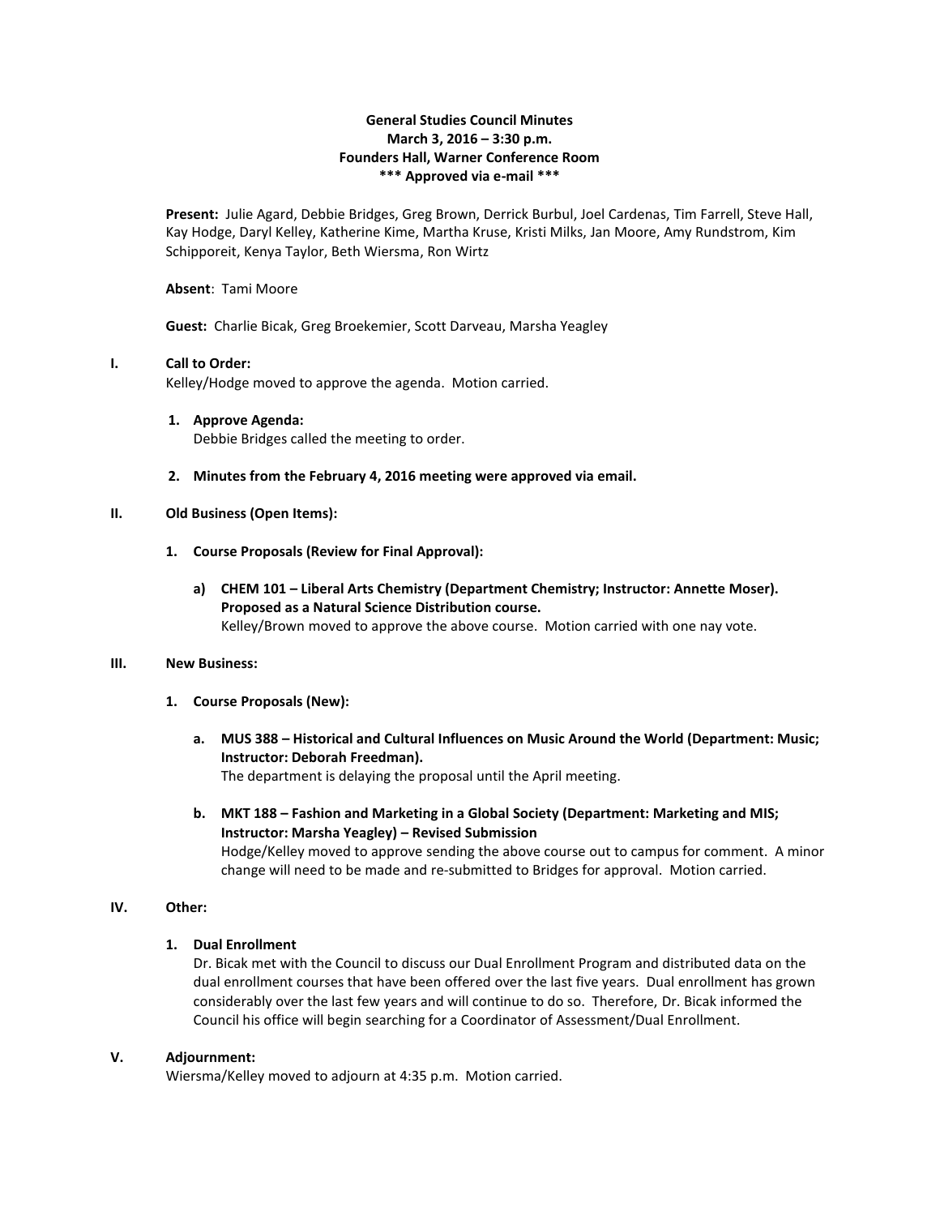**General Studies Council Minutes**
**March 3, 2016 – 3:30 p.m.**
**Founders Hall, Warner Conference Room**
**\*\*\* Approved via e-mail \*\*\***

**Present:** Julie Agard, Debbie Bridges, Greg Brown, Derrick Burbul, Joel Cardenas, Tim Farrell, Steve Hall, Kay Hodge, Daryl Kelley, Katherine Kime, Martha Kruse, Kristi Milks, Jan Moore, Amy Rundstrom, Kim Schipporeit, Kenya Taylor, Beth Wiersma, Ron Wirtz

**Absent**: Tami Moore

**Guest:** Charlie Bicak, Greg Broekemier, Scott Darveau, Marsha Yeagley

## I. Call to Order:

Kelley/Hodge moved to approve the agenda. Motion carried.

1. **Approve Agenda:**
   Debbie Bridges called the meeting to order.

2. **Minutes from the February 4, 2016 meeting were approved via email.**

## II. Old Business (Open Items):

1. **Course Proposals (Review for Final Approval):**

   a) **CHEM 101 – Liberal Arts Chemistry (Department Chemistry; Instructor: Annette Moser). Proposed as a Natural Science Distribution course.**
   Kelley/Brown moved to approve the above course. Motion carried with one nay vote.

## III. New Business:

1. **Course Proposals (New):**

   a. **MUS 388 – Historical and Cultural Influences on Music Around the World (Department: Music; Instructor: Deborah Freedman).**
   The department is delaying the proposal until the April meeting.

   b. **MKT 188 – Fashion and Marketing in a Global Society (Department: Marketing and MIS; Instructor: Marsha Yeagley) – Revised Submission**
   Hodge/Kelley moved to approve sending the above course out to campus for comment. A minor change will need to be made and re-submitted to Bridges for approval. Motion carried.

## IV. Other:

1. **Dual Enrollment**
   Dr. Bicak met with the Council to discuss our Dual Enrollment Program and distributed data on the dual enrollment courses that have been offered over the last five years. Dual enrollment has grown considerably over the last few years and will continue to do so. Therefore, Dr. Bicak informed the Council his office will begin searching for a Coordinator of Assessment/Dual Enrollment.

## V. Adjournment:

Wiersma/Kelley moved to adjourn at 4:35 p.m. Motion carried.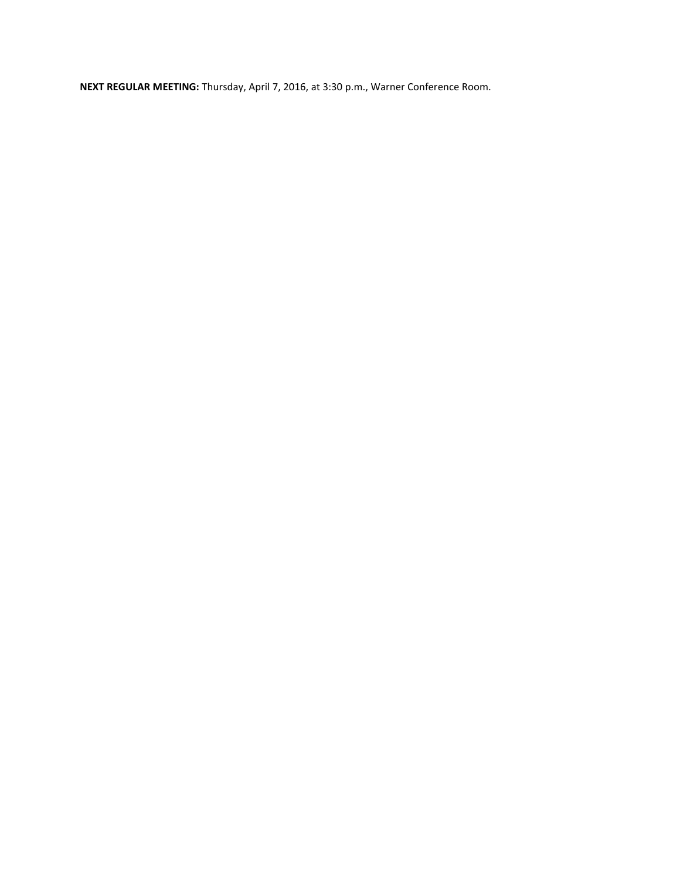**NEXT REGULAR MEETING:** Thursday, April 7, 2016, at 3:30 p.m., Warner Conference Room.